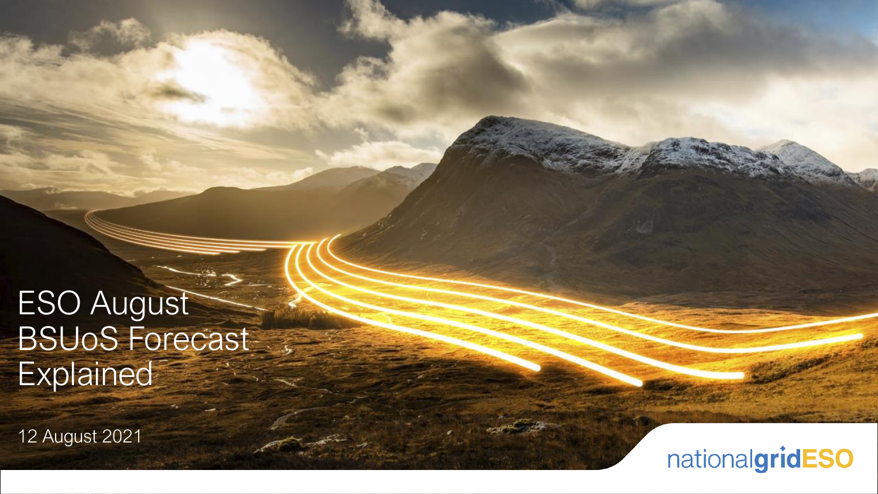# ESO August BSUoS Forecast Explained

12 August 2021

nationalgridESO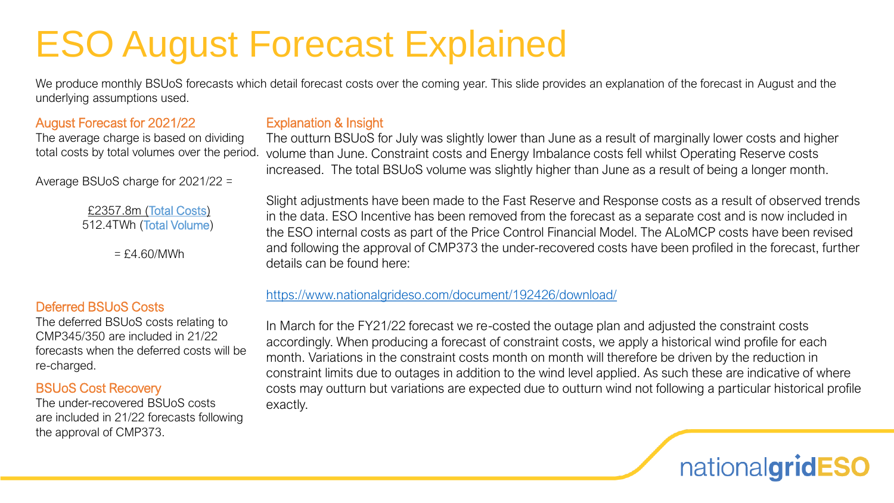# ESO August Forecast Explained

We produce monthly BSUoS forecasts which detail forecast costs over the coming year. This slide provides an explanation of the forecast in August and the underlying assumptions used.

## August Forecast for 2021/22

The average charge is based on dividing total costs by total volumes over the period.

Average BSUoS charge for 2021/22 =

£2357.8m (Total Costs)
512.4TWh (Total Volume)

= £4.60/MWh

## Deferred BSUoS Costs

The deferred BSUoS costs relating to CMP345/350 are included in 21/22 forecasts when the deferred costs will be re-charged.

## BSUoS Cost Recovery

The under-recovered BSUoS costs are included in 21/22 forecasts following the approval of CMP373.

## Explanation & Insight

The outturn BSUoS for July was slightly lower than June as a result of marginally lower costs and higher volume than June. Constraint costs and Energy Imbalance costs fell whilst Operating Reserve costs increased. The total BSUoS volume was slightly higher than June as a result of being a longer month.

Slight adjustments have been made to the Fast Reserve and Response costs as a result of observed trends in the data. ESO Incentive has been removed from the forecast as a separate cost and is now included in the ESO internal costs as part of the Price Control Financial Model. The ALoMCP costs have been revised and following the approval of CMP373 the under-recovered costs have been profiled in the forecast, further details can be found here:

https://www.nationalgrideso.com/document/192426/download/

In March for the FY21/22 forecast we re-costed the outage plan and adjusted the constraint costs accordingly. When producing a forecast of constraint costs, we apply a historical wind profile for each month. Variations in the constraint costs month on month will therefore be driven by the reduction in constraint limits due to outages in addition to the wind level applied. As such these are indicative of where costs may outturn but variations are expected due to outturn wind not following a particular historical profile exactly.